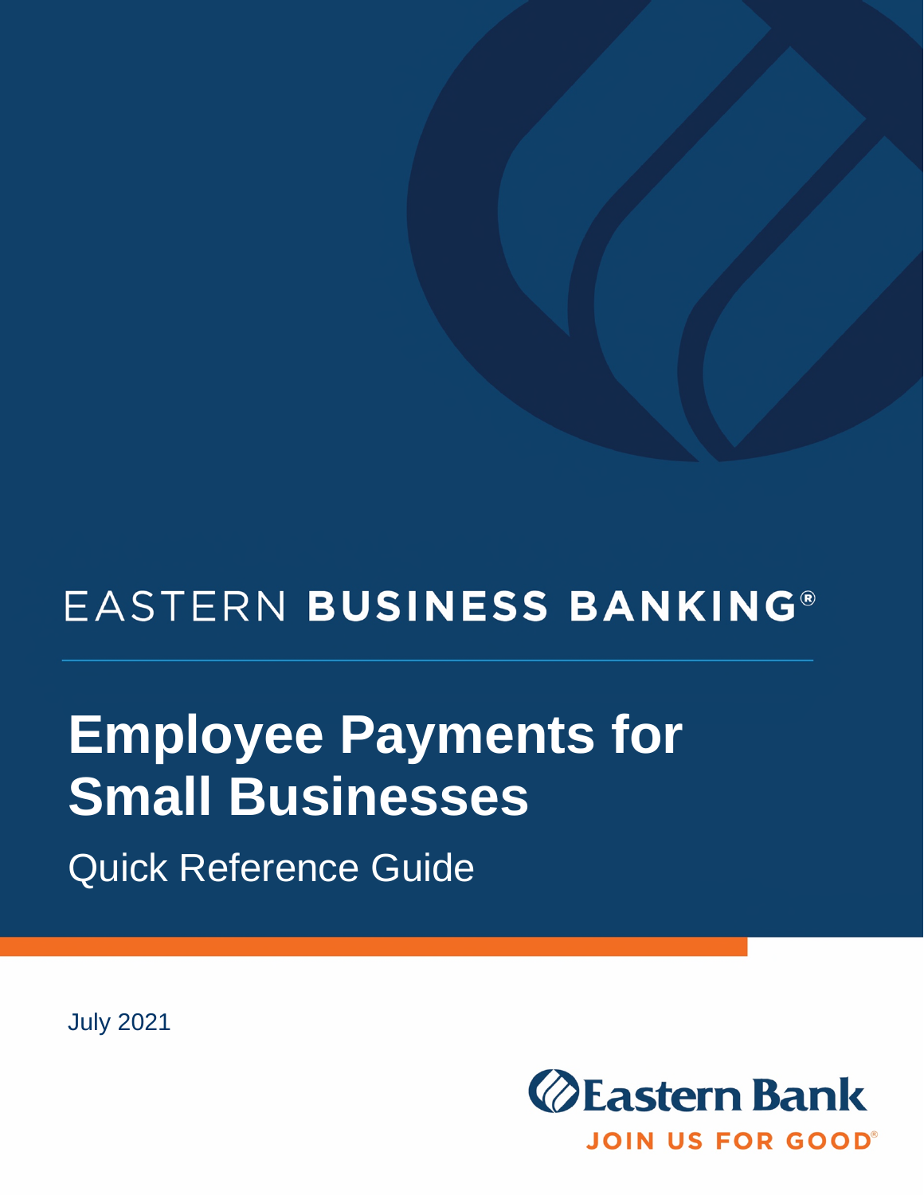EASTERN **BUSINESS BANKING**®

# Employee Payments for Small Businesses

## Quick Reference Guide

July 2021

Eastern Bank

JOIN US FOR GOOD®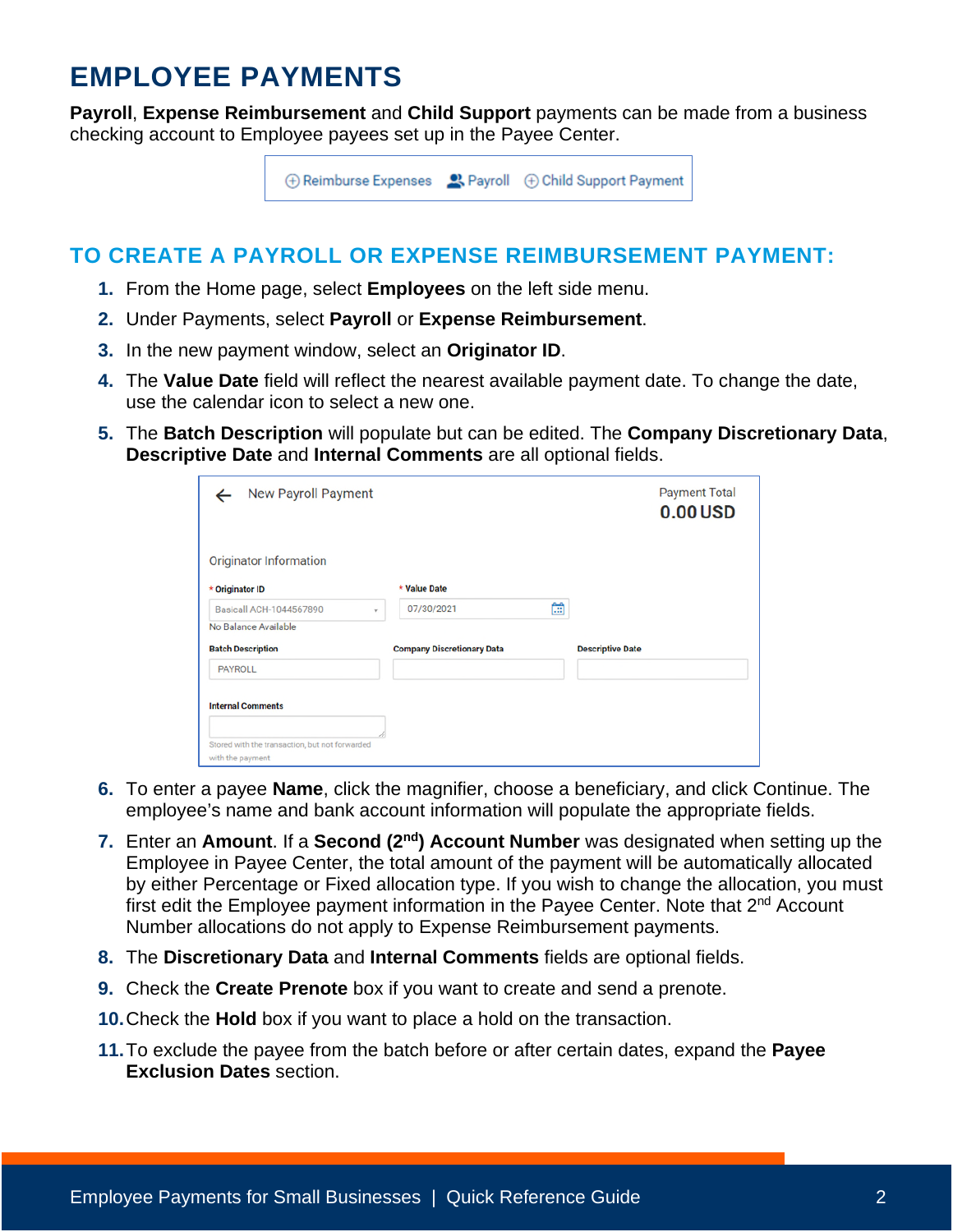# EMPLOYEE PAYMENTS

**Payroll**, **Expense Reimbursement** and **Child Support** payments can be made from a business checking account to Employee payees set up in the Payee Center.

## TO CREATE A PAYROLL OR EXPENSE REIMBURSEMENT PAYMENT:

1. From the Home page, select **Employees** on the left side menu.
2. Under Payments, select **Payroll** or **Expense Reimbursement**.
3. In the new payment window, select an **Originator ID**.
4. The **Value Date** field will reflect the nearest available payment date. To change the date, use the calendar icon to select a new one.
5. The **Batch Description** will populate but can be edited. The **Company Discretionary Data**, **Descriptive Date** and **Internal Comments** are all optional fields.
6. To enter a payee **Name**, click the magnifier, choose a beneficiary, and click Continue. The employee's name and bank account information will populate the appropriate fields.
7. Enter an **Amount**. If a **Second (2nd) Account Number** was designated when setting up the Employee in Payee Center, the total amount of the payment will be automatically allocated by either Percentage or Fixed allocation type. If you wish to change the allocation, you must first edit the Employee payment information in the Payee Center. Note that 2nd Account Number allocations do not apply to Expense Reimbursement payments.
8. The **Discretionary Data** and **Internal Comments** fields are optional fields.
9. Check the **Create Prenote** box if you want to create and send a prenote.
10. Check the **Hold** box if you want to place a hold on the transaction.
11. To exclude the payee from the batch before or after certain dates, expand the **Payee Exclusion Dates** section.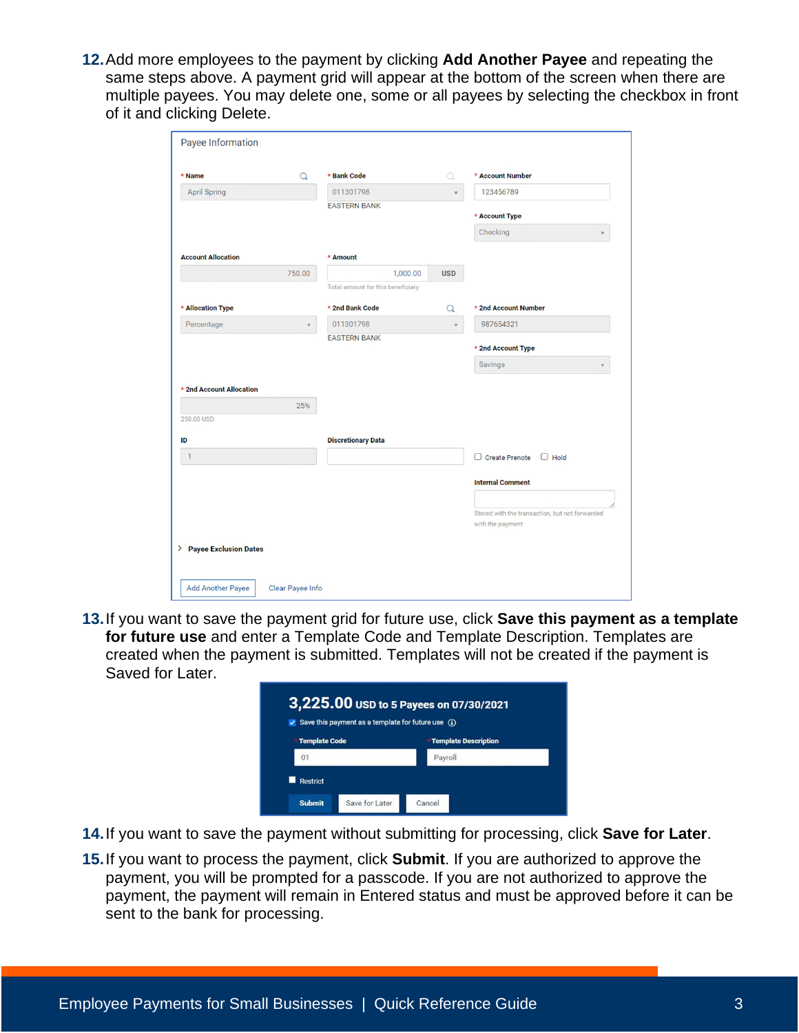12. Add more employees to the payment by clicking **Add Another Payee** and repeating the same steps above. A payment grid will appear at the bottom of the screen when there are multiple payees. You may delete one, some or all payees by selecting the checkbox in front of it and clicking Delete.

13. If you want to save the payment grid for future use, click **Save this payment as a template for future use** and enter a Template Code and Template Description. Templates are created when the payment is submitted. Templates will not be created if the payment is Saved for Later.

14. If you want to save the payment without submitting for processing, click **Save for Later**.

15. If you want to process the payment, click **Submit**. If you are authorized to approve the payment, you will be prompted for a passcode. If you are not authorized to approve the payment, the payment will remain in Entered status and must be approved before it can be sent to the bank for processing.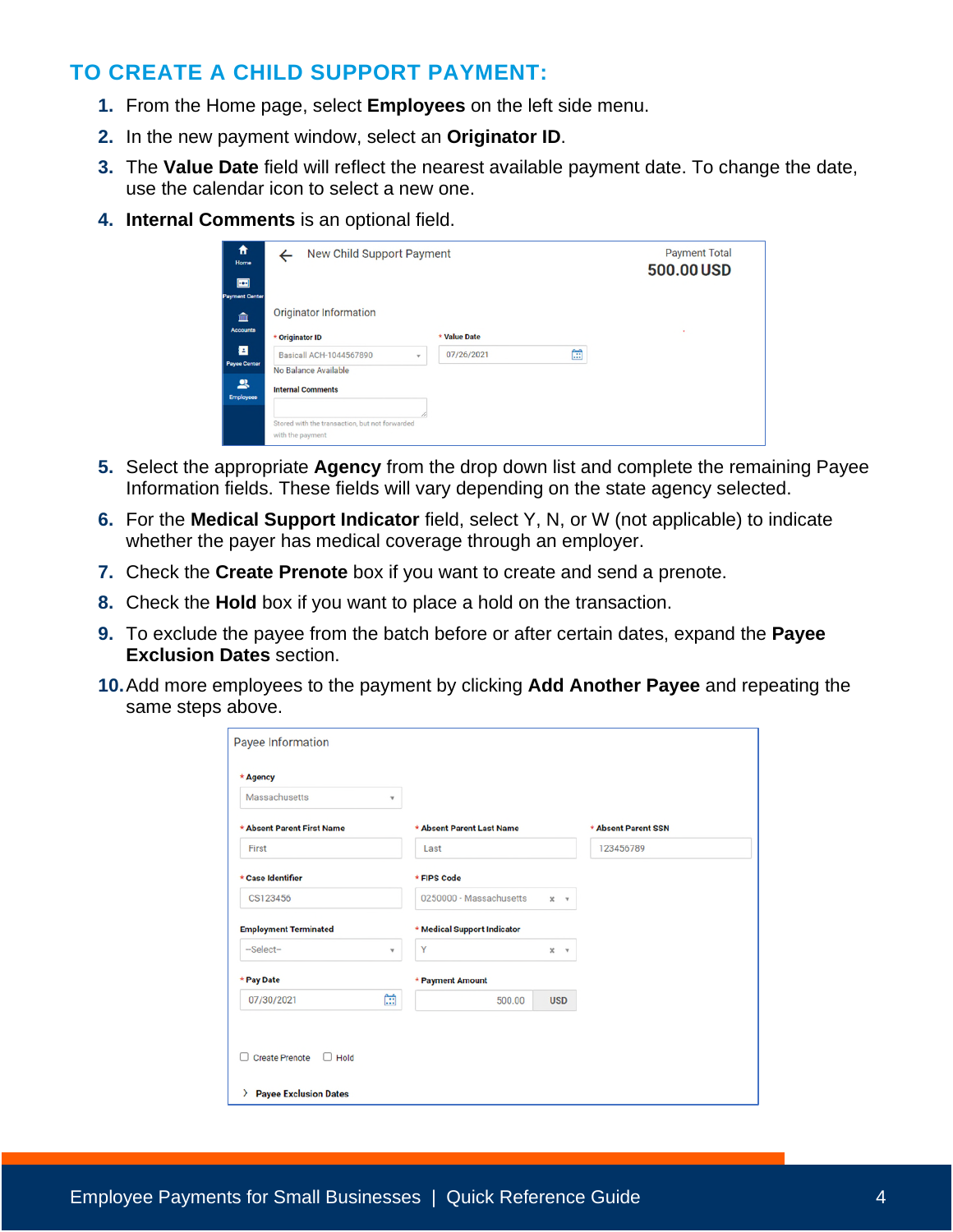## TO CREATE A CHILD SUPPORT PAYMENT:

1. From the Home page, select **Employees** on the left side menu.
2. In the new payment window, select an **Originator ID**.
3. The **Value Date** field will reflect the nearest available payment date. To change the date, use the calendar icon to select a new one.
4. **Internal Comments** is an optional field.

5. Select the appropriate **Agency** from the drop down list and complete the remaining Payee Information fields. These fields will vary depending on the state agency selected.
6. For the **Medical Support Indicator** field, select Y, N, or W (not applicable) to indicate whether the payer has medical coverage through an employer.
7. Check the **Create Prenote** box if you want to create and send a prenote.
8. Check the **Hold** box if you want to place a hold on the transaction.
9. To exclude the payee from the batch before or after certain dates, expand the **Payee Exclusion Dates** section.
10. Add more employees to the payment by clicking **Add Another Payee** and repeating the same steps above.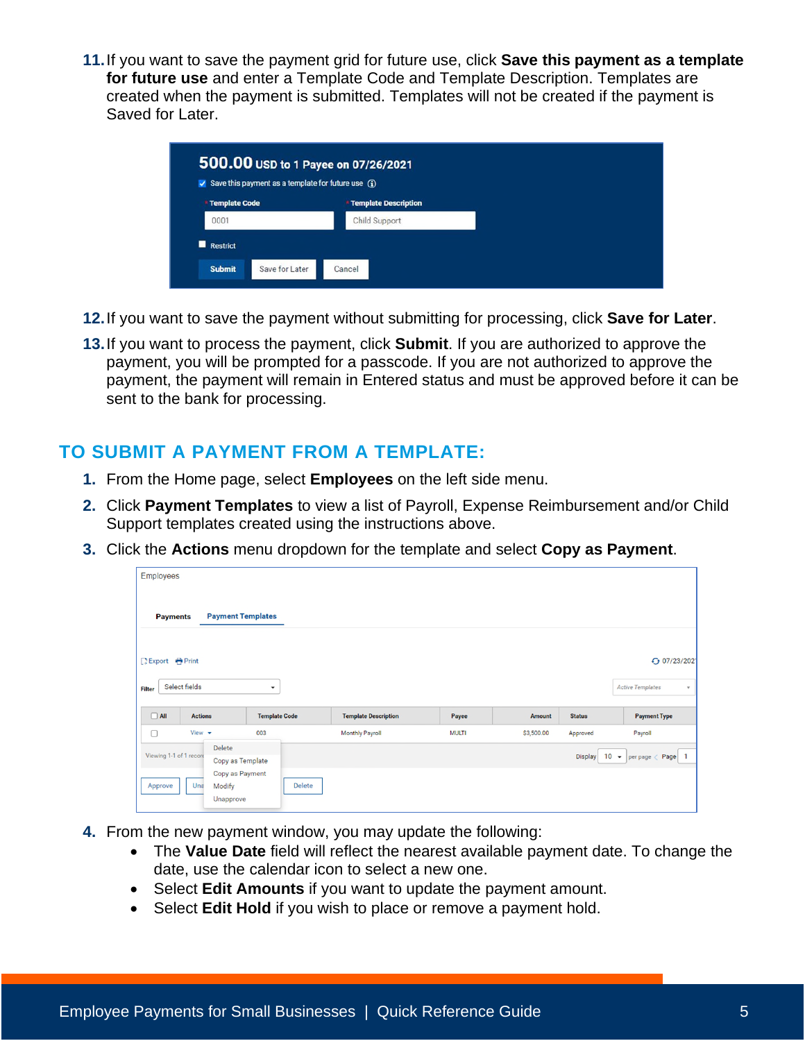11. If you want to save the payment grid for future use, click **Save this payment as a template for future use** and enter a Template Code and Template Description. Templates are created when the payment is submitted. Templates will not be created if the payment is Saved for Later.

12. If you want to save the payment without submitting for processing, click **Save for Later**.

13. If you want to process the payment, click **Submit**. If you are authorized to approve the payment, you will be prompted for a passcode. If you are not authorized to approve the payment, the payment will remain in Entered status and must be approved before it can be sent to the bank for processing.

## TO SUBMIT A PAYMENT FROM A TEMPLATE:

1. From the Home page, select **Employees** on the left side menu.
2. Click **Payment Templates** to view a list of Payroll, Expense Reimbursement and/or Child Support templates created using the instructions above.
3. Click the **Actions** menu dropdown for the template and select **Copy as Payment**.
4. From the new payment window, you may update the following:
   - The **Value Date** field will reflect the nearest available payment date. To change the date, use the calendar icon to select a new one.
   - Select **Edit Amounts** if you want to update the payment amount.
   - Select **Edit Hold** if you wish to place or remove a payment hold.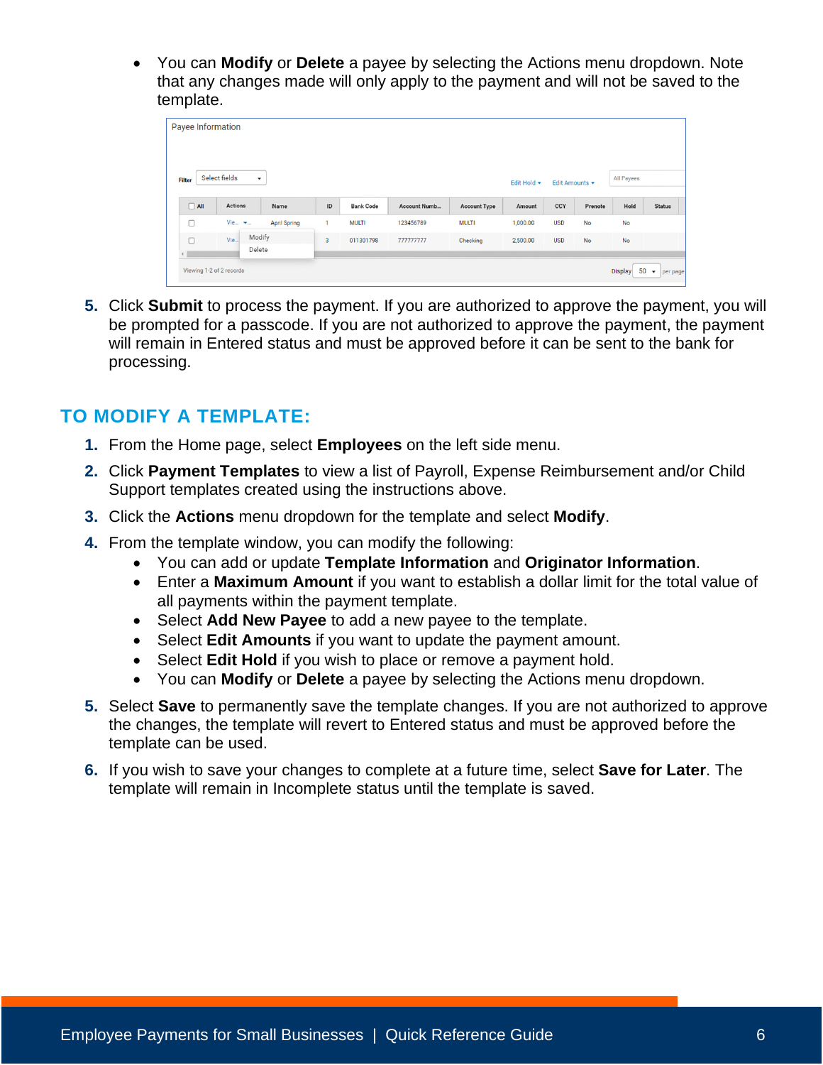- You can **Modify** or **Delete** a payee by selecting the Actions menu dropdown. Note that any changes made will only apply to the payment and will not be saved to the template.

5. Click **Submit** to process the payment. If you are authorized to approve the payment, you will be prompted for a passcode. If you are not authorized to approve the payment, the payment will remain in Entered status and must be approved before it can be sent to the bank for processing.

## TO MODIFY A TEMPLATE:

1. From the Home page, select **Employees** on the left side menu.
2. Click **Payment Templates** to view a list of Payroll, Expense Reimbursement and/or Child Support templates created using the instructions above.
3. Click the **Actions** menu dropdown for the template and select **Modify**.
4. From the template window, you can modify the following:
   - You can add or update **Template Information** and **Originator Information**.
   - Enter a **Maximum Amount** if you want to establish a dollar limit for the total value of all payments within the payment template.
   - Select **Add New Payee** to add a new payee to the template.
   - Select **Edit Amounts** if you want to update the payment amount.
   - Select **Edit Hold** if you wish to place or remove a payment hold.
   - You can **Modify** or **Delete** a payee by selecting the Actions menu dropdown.
5. Select **Save** to permanently save the template changes. If you are not authorized to approve the changes, the template will revert to Entered status and must be approved before the template can be used.
6. If you wish to save your changes to complete at a future time, select **Save for Later**. The template will remain in Incomplete status until the template is saved.